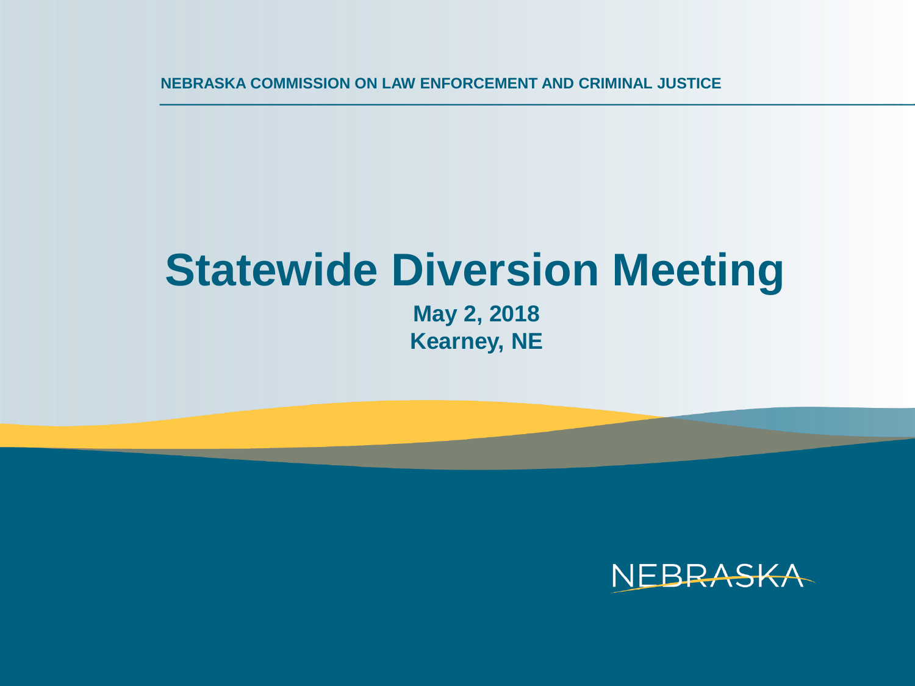NEBRASKA COMMISSION ON LAW ENFORCEMENT AND CRIMINAL JUSTICE

# Statewide Diversion Meeting

**May 2, 2018**
**Kearney, NE**

NEBRASKA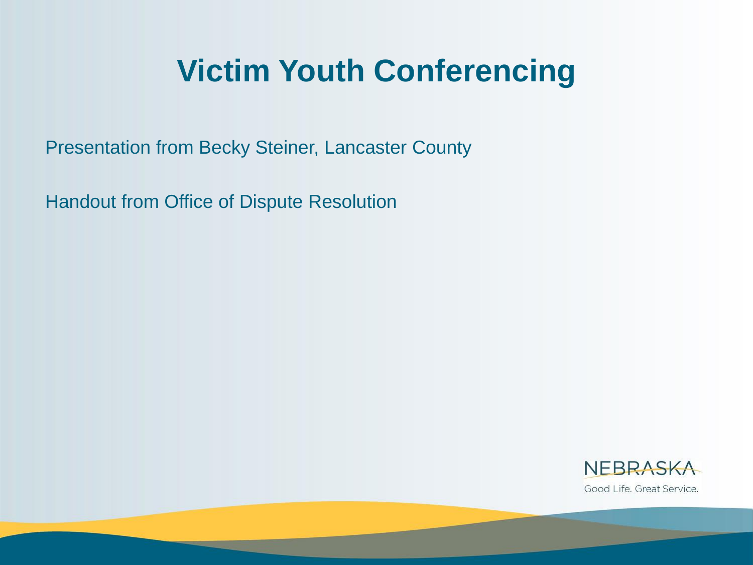# Victim Youth Conferencing

Presentation from Becky Steiner, Lancaster County

Handout from Office of Dispute Resolution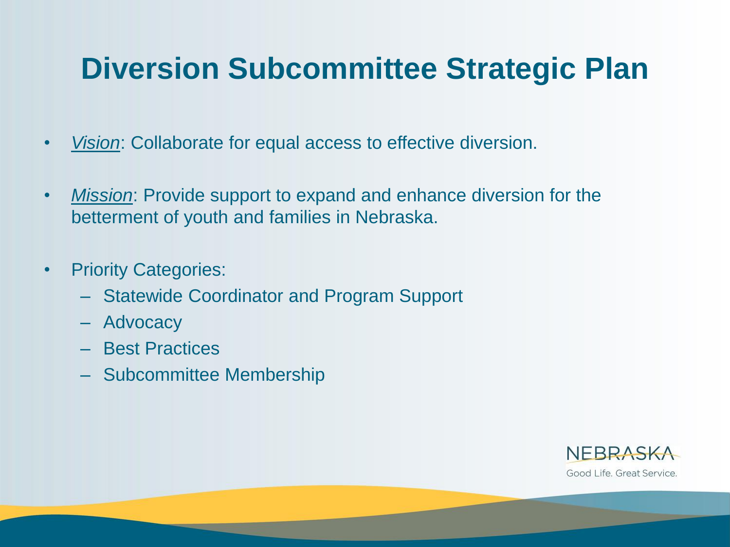# Diversion Subcommittee Strategic Plan

- *Vision*: Collaborate for equal access to effective diversion.
- *Mission*: Provide support to expand and enhance diversion for the betterment of youth and families in Nebraska.
- Priority Categories:
  - Statewide Coordinator and Program Support
  - Advocacy
  - Best Practices
  - Subcommittee Membership

NEBRASKA
Good Life. Great Service.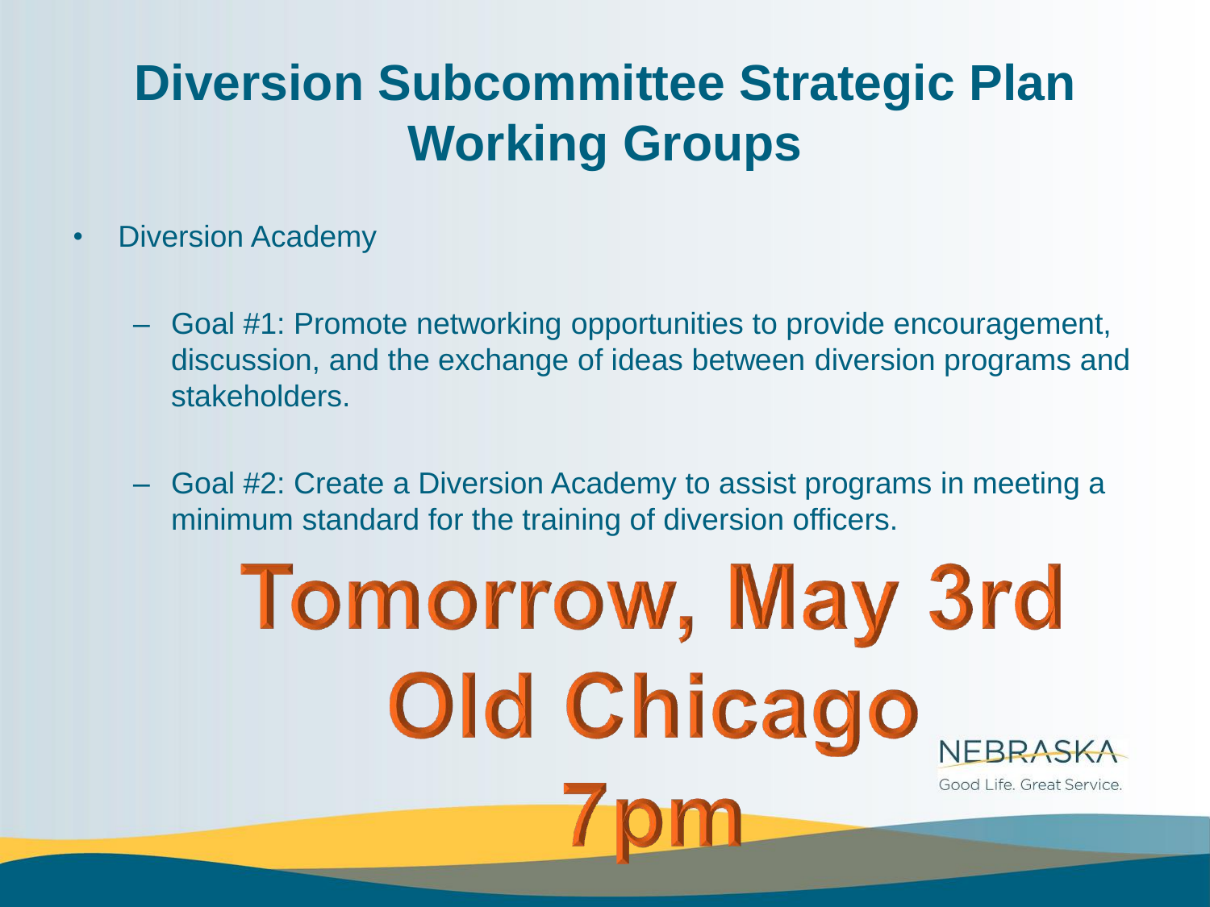# Diversion Subcommittee Strategic Plan Working Groups

- Diversion Academy
  - Goal #1: Promote networking opportunities to provide encouragement, discussion, and the exchange of ideas between diversion programs and stakeholders.
  - Goal #2: Create a Diversion Academy to assist programs in meeting a minimum standard for the training of diversion officers.

**Tomorrow, May 3rd**
**Old Chicago**
**7pm**

NEBRASKA
Good Life. Great Service.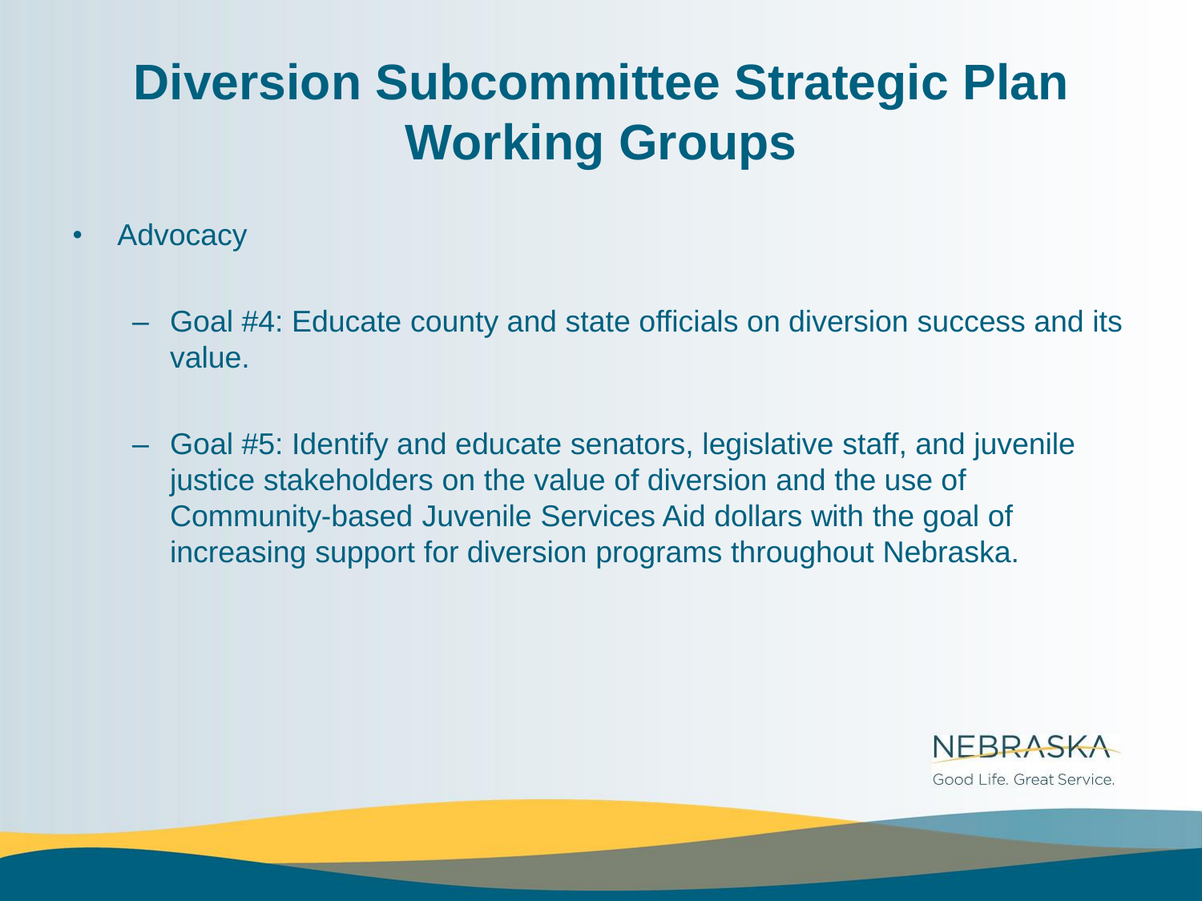# Diversion Subcommittee Strategic Plan Working Groups

- Advocacy
  - Goal #4: Educate county and state officials on diversion success and its value.
  - Goal #5: Identify and educate senators, legislative staff, and juvenile justice stakeholders on the value of diversion and the use of Community-based Juvenile Services Aid dollars with the goal of increasing support for diversion programs throughout Nebraska.

NEBRASKA

Good Life. Great Service.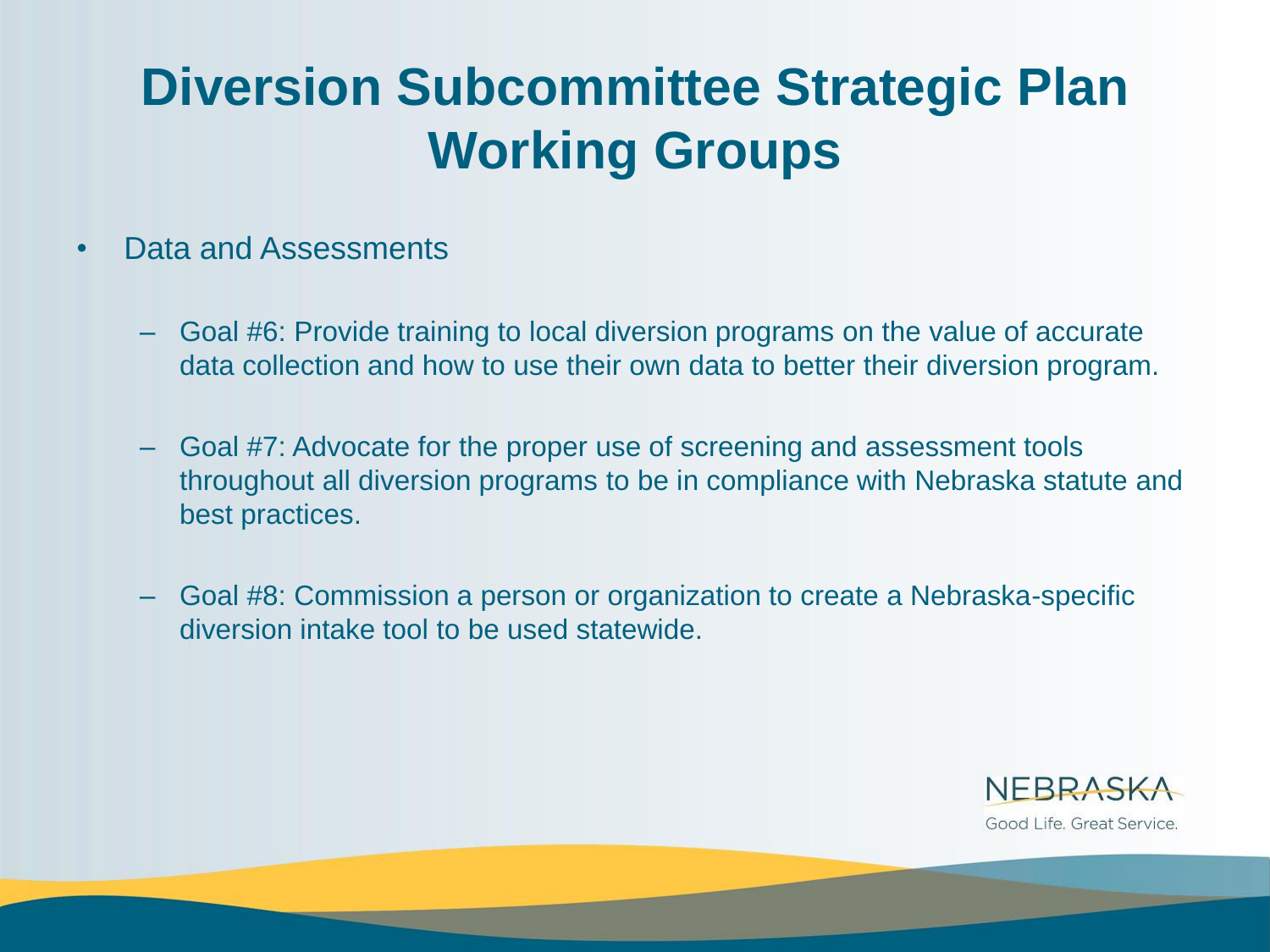# Diversion Subcommittee Strategic Plan Working Groups

- Data and Assessments
  - Goal #6: Provide training to local diversion programs on the value of accurate data collection and how to use their own data to better their diversion program.
  - Goal #7: Advocate for the proper use of screening and assessment tools throughout all diversion programs to be in compliance with Nebraska statute and best practices.
  - Goal #8: Commission a person or organization to create a Nebraska-specific diversion intake tool to be used statewide.

NEBRASKA

Good Life. Great Service.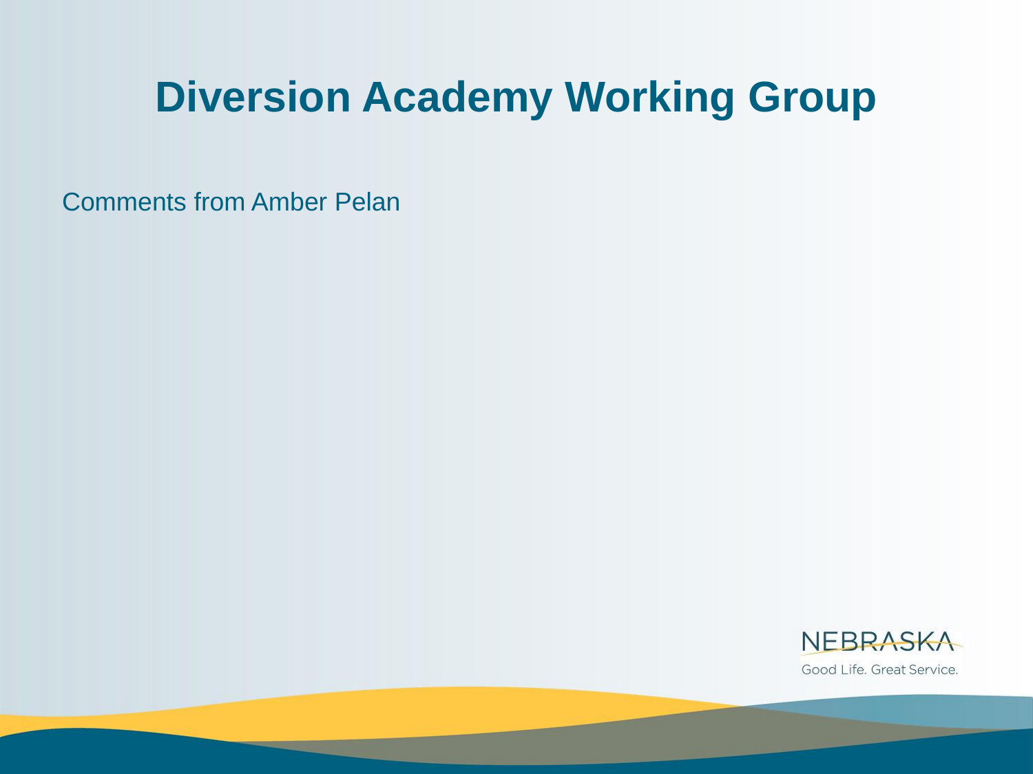# Diversion Academy Working Group

Comments from Amber Pelan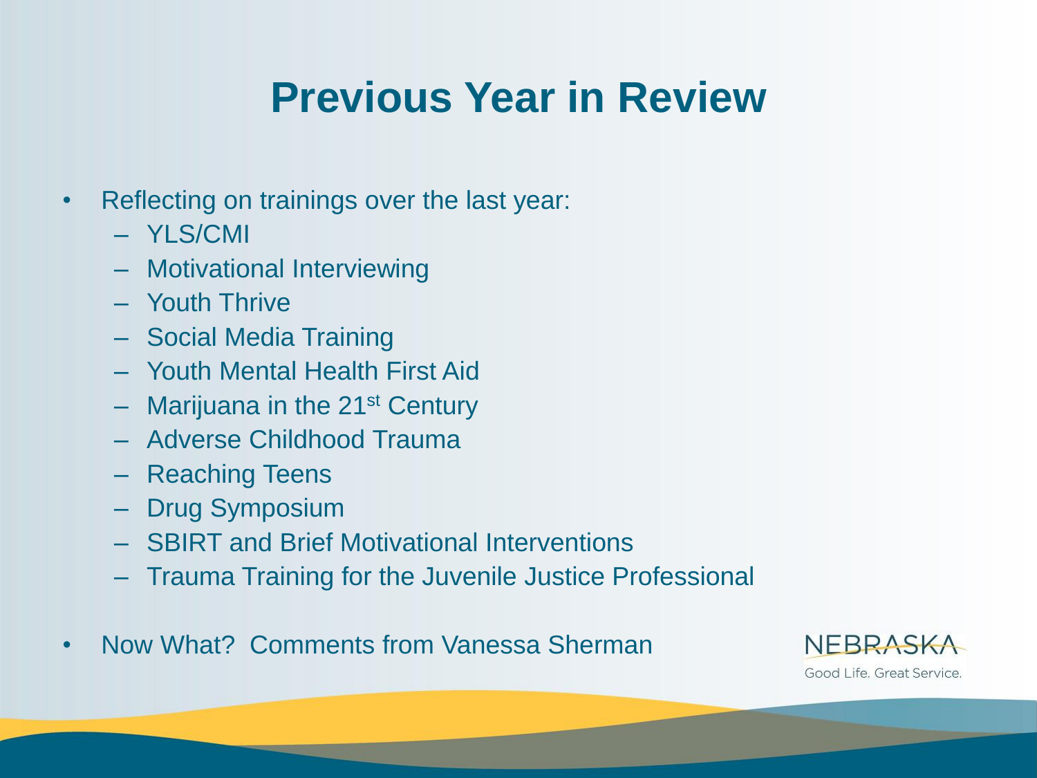# Previous Year in Review

- Reflecting on trainings over the last year:
  - YLS/CMI
  - Motivational Interviewing
  - Youth Thrive
  - Social Media Training
  - Youth Mental Health First Aid
  - Marijuana in the 21st Century
  - Adverse Childhood Trauma
  - Reaching Teens
  - Drug Symposium
  - SBIRT and Brief Motivational Interventions
  - Trauma Training for the Juvenile Justice Professional

- Now What? Comments from Vanessa Sherman

NEBRASKA
Good Life. Great Service.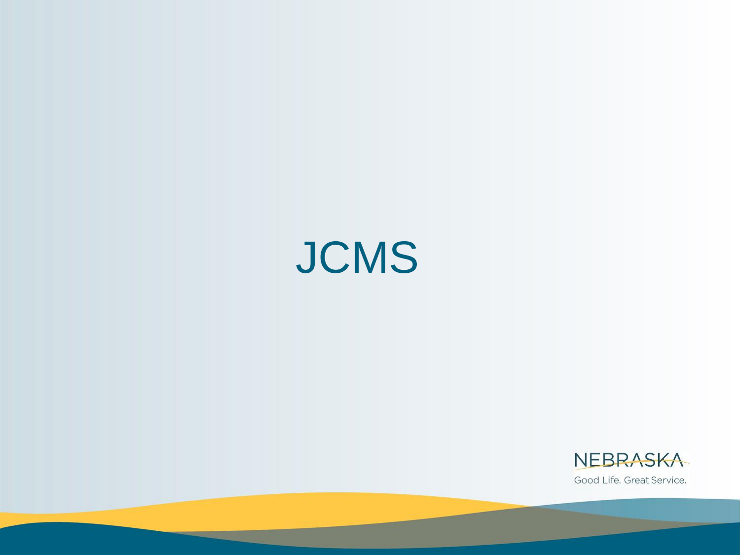# JCMS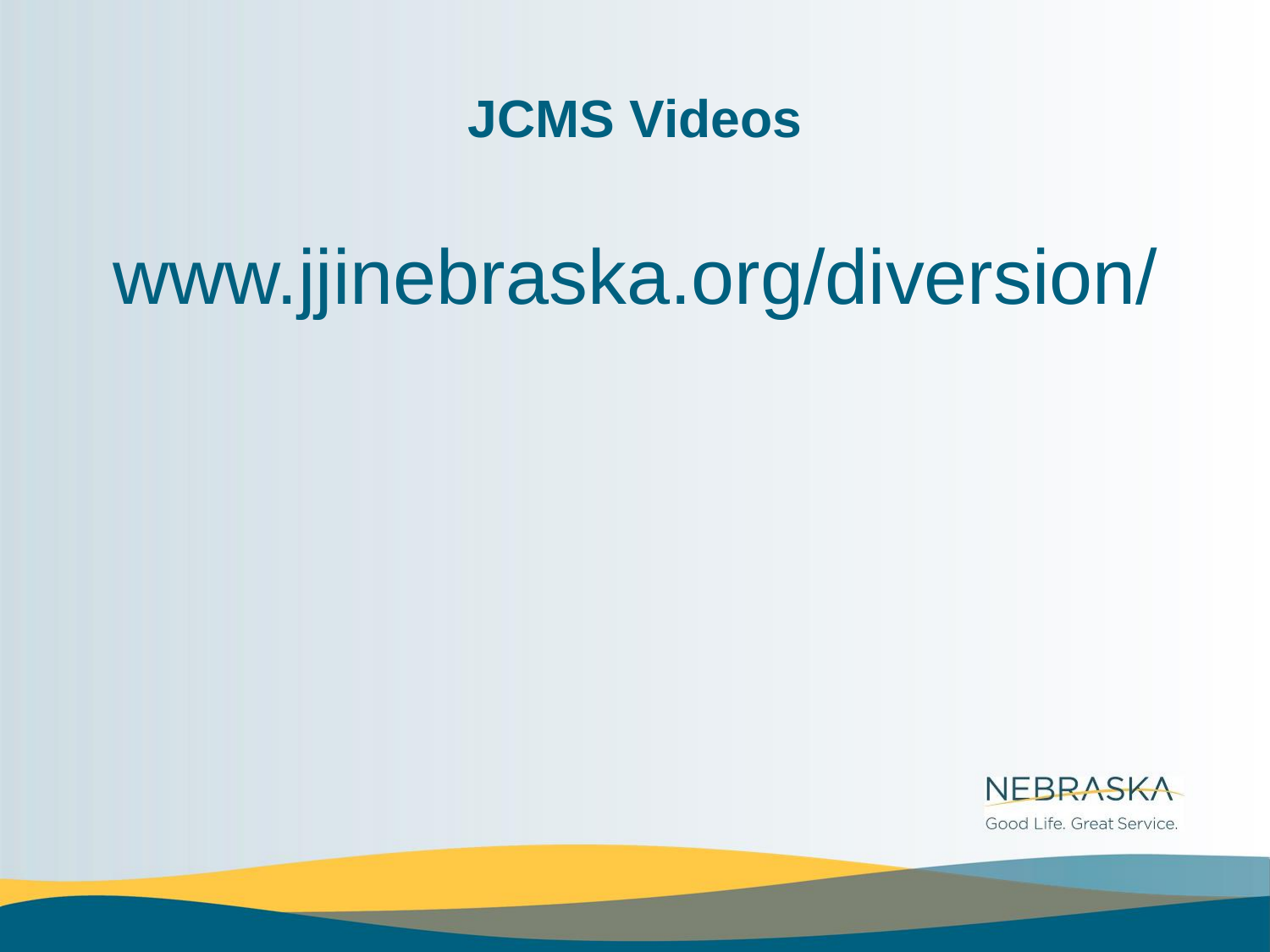# JCMS Videos

www.jjinebraska.org/diversion/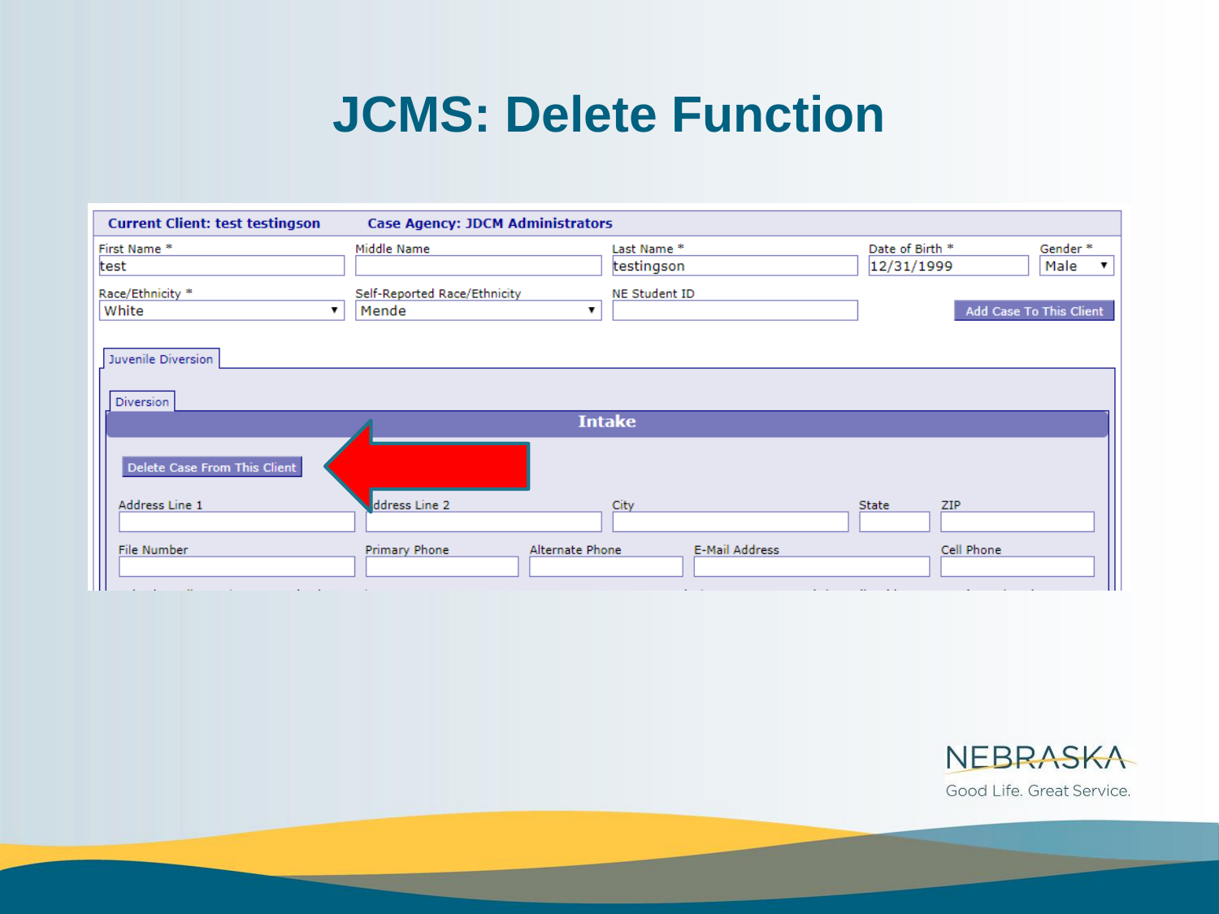# JCMS: Delete Function

**Current Client: test testingson** **Case Agency: JDCM Administrators**

| First Name * | Middle Name | Last Name * | Date of Birth * | Gender * |
|---|---|---|---|---|
| test | | testingson | 12/31/1999 | Male |

| Race/Ethnicity * | Self-Reported Race/Ethnicity | NE Student ID |
|---|---|---|
| White | Mende | |

Add Case To This Client

Juvenile Diversion

Diversion

**Intake**

Delete Case From This Client

| Address Line 1 | Address Line 2 | City | State | ZIP |
|---|---|---|---|---|
| | | | | |

| File Number | Primary Phone | Alternate Phone | E-Mail Address | Cell Phone |
|---|---|---|---|---|
| | | | | |

NEBRASKA
Good Life. Great Service.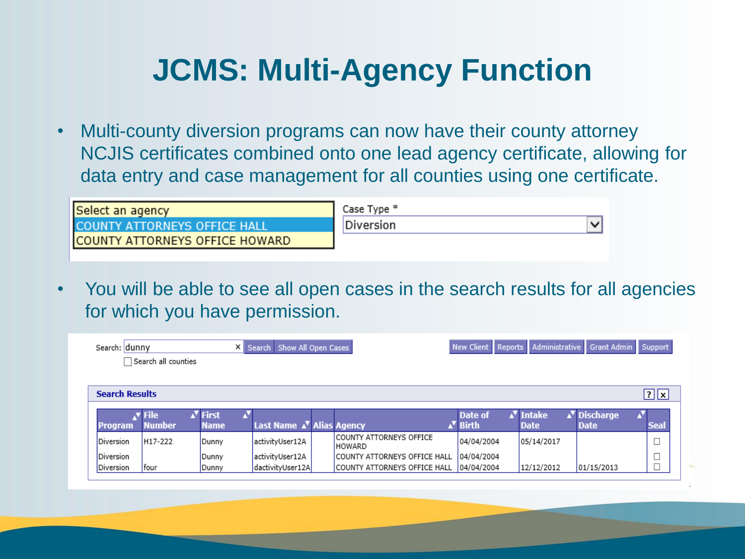# JCMS: Multi-Agency Function

- Multi-county diversion programs can now have their county attorney NCJIS certificates combined onto one lead agency certificate, allowing for data entry and case management for all counties using one certificate.

Select an agency
COUNTY ATTORNEYS OFFICE HALL
COUNTY ATTORNEYS OFFICE HOWARD

Case Type *
Diversion

- You will be able to see all open cases in the search results for all agencies for which you have permission.

Search: dunny   Search   Show All Open Cases

Search all counties

New Client   Reports   Administrative   Grant Admin   Support

**Search Results**

| Program | File Number | First Name | Last Name | Alias | Agency | Date of Birth | Intake Date | Discharge Date | Seal |
|---|---|---|---|---|---|---|---|---|---|
| Diversion | H17-222 | Dunny | activityUser12A | | COUNTY ATTORNEYS OFFICE HOWARD | 04/04/2004 | 05/14/2017 | | ☐ |
| Diversion | | Dunny | activityUser12A | | COUNTY ATTORNEYS OFFICE HALL | 04/04/2004 | | | ☐ |
| Diversion | four | Dunny | dactivityUser12A | | COUNTY ATTORNEYS OFFICE HALL | 04/04/2004 | 12/12/2012 | 01/15/2013 | ☐ |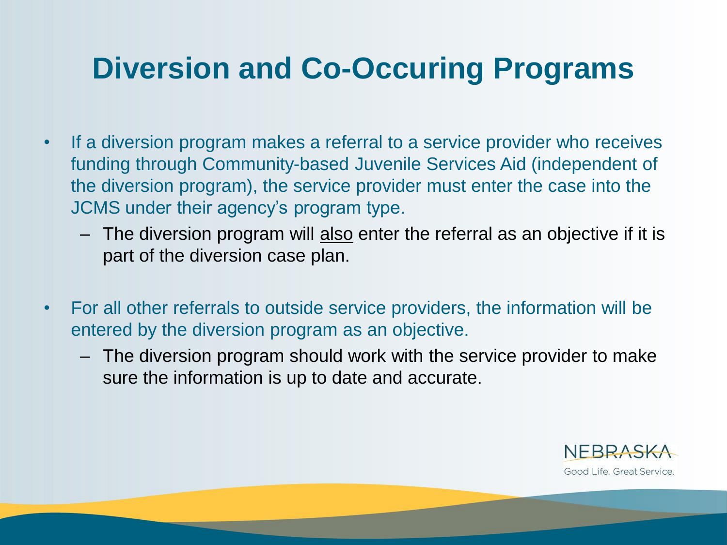# Diversion and Co-Occuring Programs

- If a diversion program makes a referral to a service provider who receives funding through Community-based Juvenile Services Aid (independent of the diversion program), the service provider must enter the case into the JCMS under their agency's program type.
  - The diversion program will also enter the referral as an objective if it is part of the diversion case plan.
- For all other referrals to outside service providers, the information will be entered by the diversion program as an objective.
  - The diversion program should work with the service provider to make sure the information is up to date and accurate.

NEBRASKA
Good Life. Great Service.